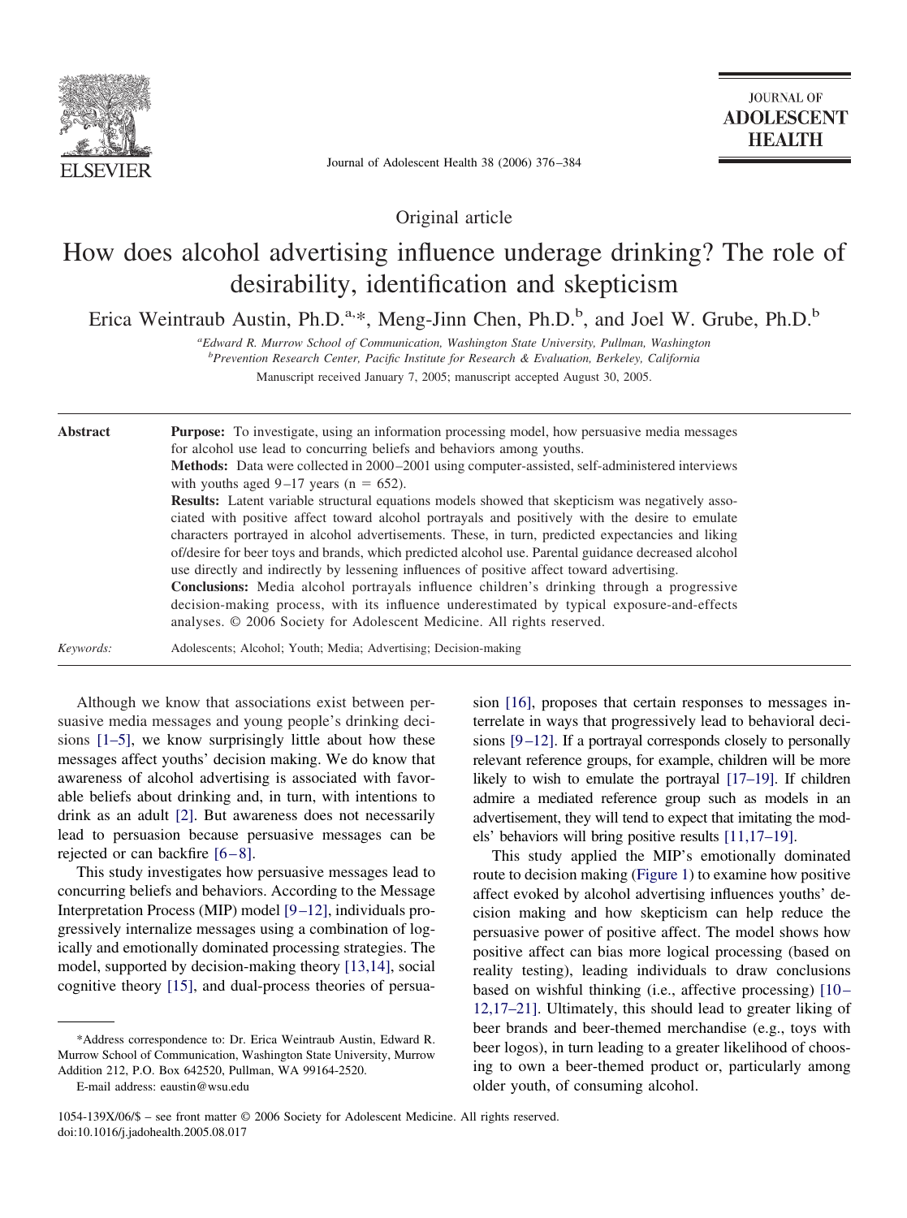Original article

# How does alcohol advertising influence underage drinking? The role of desirability, identification and skepticism

Erica Weintraub Austin, Ph.D.[a,*], Meng-Jinn Chen, Ph.D.[b], and Joel W. Grube, Ph.D.[b]

[a]Edward R. Murrow School of Communication, Washington State University, Pullman, Washington

[b]Prevention Research Center, Pacific Institute for Research & Evaluation, Berkeley, California

Manuscript received January 7, 2005; manuscript accepted August 30, 2005.

**Abstract**

**Purpose:** To investigate, using an information processing model, how persuasive media messages for alcohol use lead to concurring beliefs and behaviors among youths.

**Methods:** Data were collected in 2000–2001 using computer-assisted, self-administered interviews with youths aged 9–17 years ($n = 652$).

**Results:** Latent variable structural equations models showed that skepticism was negatively associated with positive affect toward alcohol portrayals and positively with the desire to emulate characters portrayed in alcohol advertisements. These, in turn, predicted expectancies and liking of/desire for beer toys and brands, which predicted alcohol use. Parental guidance decreased alcohol use directly and indirectly by lessening influences of positive affect toward advertising.

**Conclusions:** Media alcohol portrayals influence children's drinking through a progressive decision-making process, with its influence underestimated by typical exposure-and-effects analyses. © 2006 Society for Adolescent Medicine. All rights reserved.

*Keywords:* Adolescents; Alcohol; Youth; Media; Advertising; Decision-making

Although we know that associations exist between persuasive media messages and young people's drinking decisions [1–5], we know surprisingly little about how these messages affect youths' decision making. We do know that awareness of alcohol advertising is associated with favorable beliefs about drinking and, in turn, with intentions to drink as an adult [2]. But awareness does not necessarily lead to persuasion because persuasive messages can be rejected or can backfire [6–8].

This study investigates how persuasive messages lead to concurring beliefs and behaviors. According to the Message Interpretation Process (MIP) model [9–12], individuals progressively internalize messages using a combination of logically and emotionally dominated processing strategies. The model, supported by decision-making theory [13,14], social cognitive theory [15], and dual-process theories of persuasion [16], proposes that certain responses to messages interrelate in ways that progressively lead to behavioral decisions [9–12]. If a portrayal corresponds closely to personally relevant reference groups, for example, children will be more likely to wish to emulate the portrayal [17–19]. If children admire a mediated reference group such as models in an advertisement, they will tend to expect that imitating the models' behaviors will bring positive results [11,17–19].

This study applied the MIP's emotionally dominated route to decision making (Figure 1) to examine how positive affect evoked by alcohol advertising influences youths' decision making and how skepticism can help reduce the persuasive power of positive affect. The model shows how positive affect can bias more logical processing (based on reality testing), leading individuals to draw conclusions based on wishful thinking (i.e., affective processing) [10–12,17–21]. Ultimately, this should lead to greater liking of beer brands and beer-themed merchandise (e.g., toys with beer logos), in turn leading to a greater likelihood of choosing to own a beer-themed product or, particularly among older youth, of consuming alcohol.

*Address correspondence to: Dr. Erica Weintraub Austin, Edward R. Murrow School of Communication, Washington State University, Murrow Addition 212, P.O. Box 642520, Pullman, WA 99164-2520.

E-mail address: eaustin@wsu.edu

1054-139X/06/$ – see front matter © 2006 Society for Adolescent Medicine. All rights reserved.
doi:10.1016/j.jadohealth.2005.08.017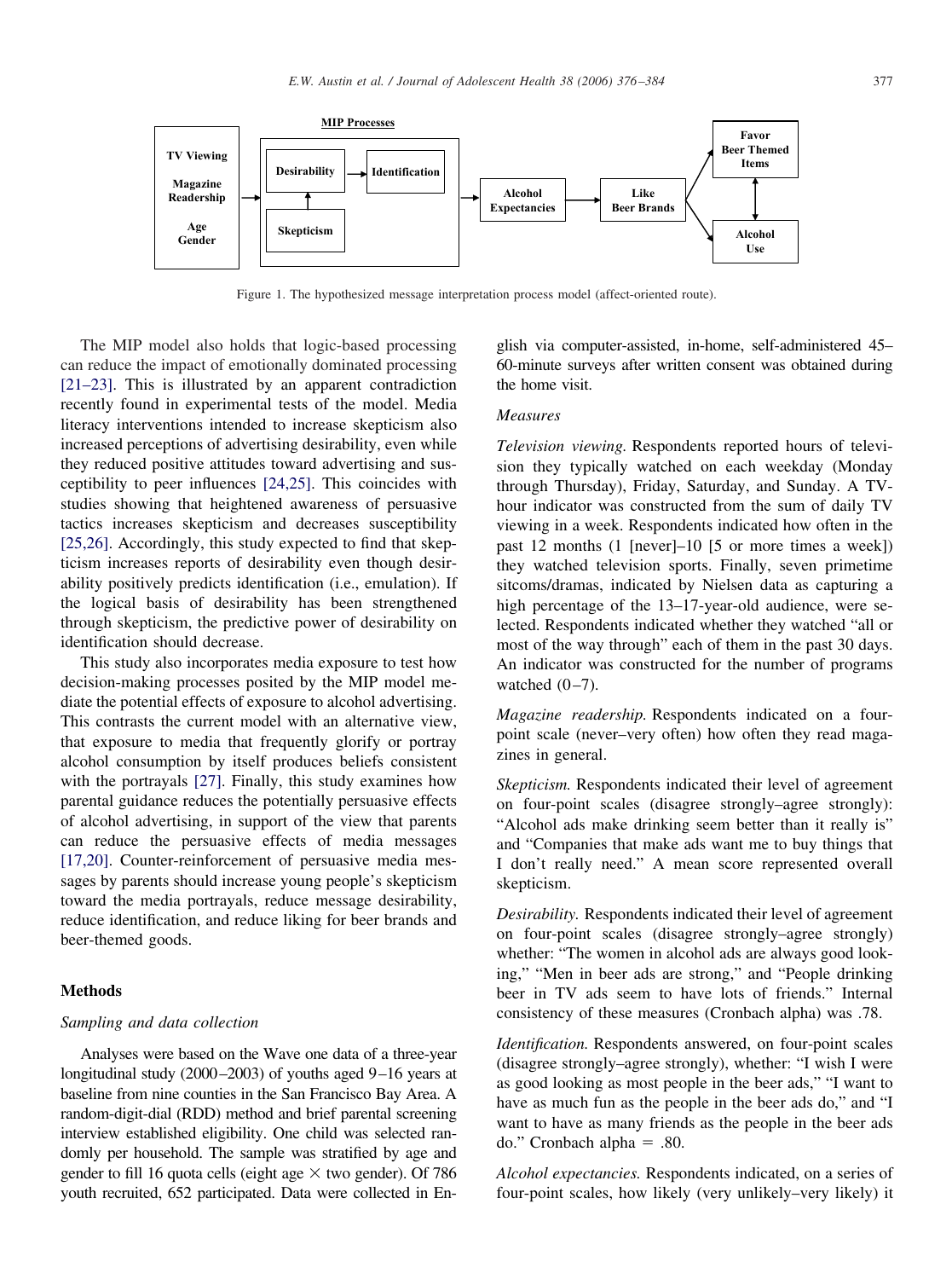Figure 1. The hypothesized message interpretation process model (affect-oriented route).

The MIP model also holds that logic-based processing can reduce the impact of emotionally dominated processing [21–23]. This is illustrated by an apparent contradiction recently found in experimental tests of the model. Media literacy interventions intended to increase skepticism also increased perceptions of advertising desirability, even while they reduced positive attitudes toward advertising and susceptibility to peer influences [24,25]. This coincides with studies showing that heightened awareness of persuasive tactics increases skepticism and decreases susceptibility [25,26]. Accordingly, this study expected to find that skepticism increases reports of desirability even though desirability positively predicts identification (i.e., emulation). If the logical basis of desirability has been strengthened through skepticism, the predictive power of desirability on identification should decrease.

This study also incorporates media exposure to test how decision-making processes posited by the MIP model mediate the potential effects of exposure to alcohol advertising. This contrasts the current model with an alternative view, that exposure to media that frequently glorify or portray alcohol consumption by itself produces beliefs consistent with the portrayals [27]. Finally, this study examines how parental guidance reduces the potentially persuasive effects of alcohol advertising, in support of the view that parents can reduce the persuasive effects of media messages [17,20]. Counter-reinforcement of persuasive media messages by parents should increase young people's skepticism toward the media portrayals, reduce message desirability, reduce identification, and reduce liking for beer brands and beer-themed goods.

## Methods

### Sampling and data collection

Analyses were based on the Wave one data of a three-year longitudinal study (2000–2003) of youths aged 9–16 years at baseline from nine counties in the San Francisco Bay Area. A random-digit-dial (RDD) method and brief parental screening interview established eligibility. One child was selected randomly per household. The sample was stratified by age and gender to fill 16 quota cells (eight age × two gender). Of 786 youth recruited, 652 participated. Data were collected in English via computer-assisted, in-home, self-administered 45–60-minute surveys after written consent was obtained during the home visit.

### Measures

*Television viewing.* Respondents reported hours of television they typically watched on each weekday (Monday through Thursday), Friday, Saturday, and Sunday. A TV-hour indicator was constructed from the sum of daily TV viewing in a week. Respondents indicated how often in the past 12 months (1 [never]–10 [5 or more times a week]) they watched television sports. Finally, seven primetime sitcoms/dramas, indicated by Nielsen data as capturing a high percentage of the 13–17-year-old audience, were selected. Respondents indicated whether they watched "all or most of the way through" each of them in the past 30 days. An indicator was constructed for the number of programs watched (0–7).

*Magazine readership.* Respondents indicated on a four-point scale (never–very often) how often they read magazines in general.

*Skepticism.* Respondents indicated their level of agreement on four-point scales (disagree strongly–agree strongly): "Alcohol ads make drinking seem better than it really is" and "Companies that make ads want me to buy things that I don't really need." A mean score represented overall skepticism.

*Desirability.* Respondents indicated their level of agreement on four-point scales (disagree strongly–agree strongly) whether: "The women in alcohol ads are always good looking," "Men in beer ads are strong," and "People drinking beer in TV ads seem to have lots of friends." Internal consistency of these measures (Cronbach alpha) was .78.

*Identification.* Respondents answered, on four-point scales (disagree strongly–agree strongly), whether: "I wish I were as good looking as most people in the beer ads," "I want to have as much fun as the people in the beer ads do," and "I want to have as many friends as the people in the beer ads do." Cronbach alpha = .80.

*Alcohol expectancies.* Respondents indicated, on a series of four-point scales, how likely (very unlikely–very likely) it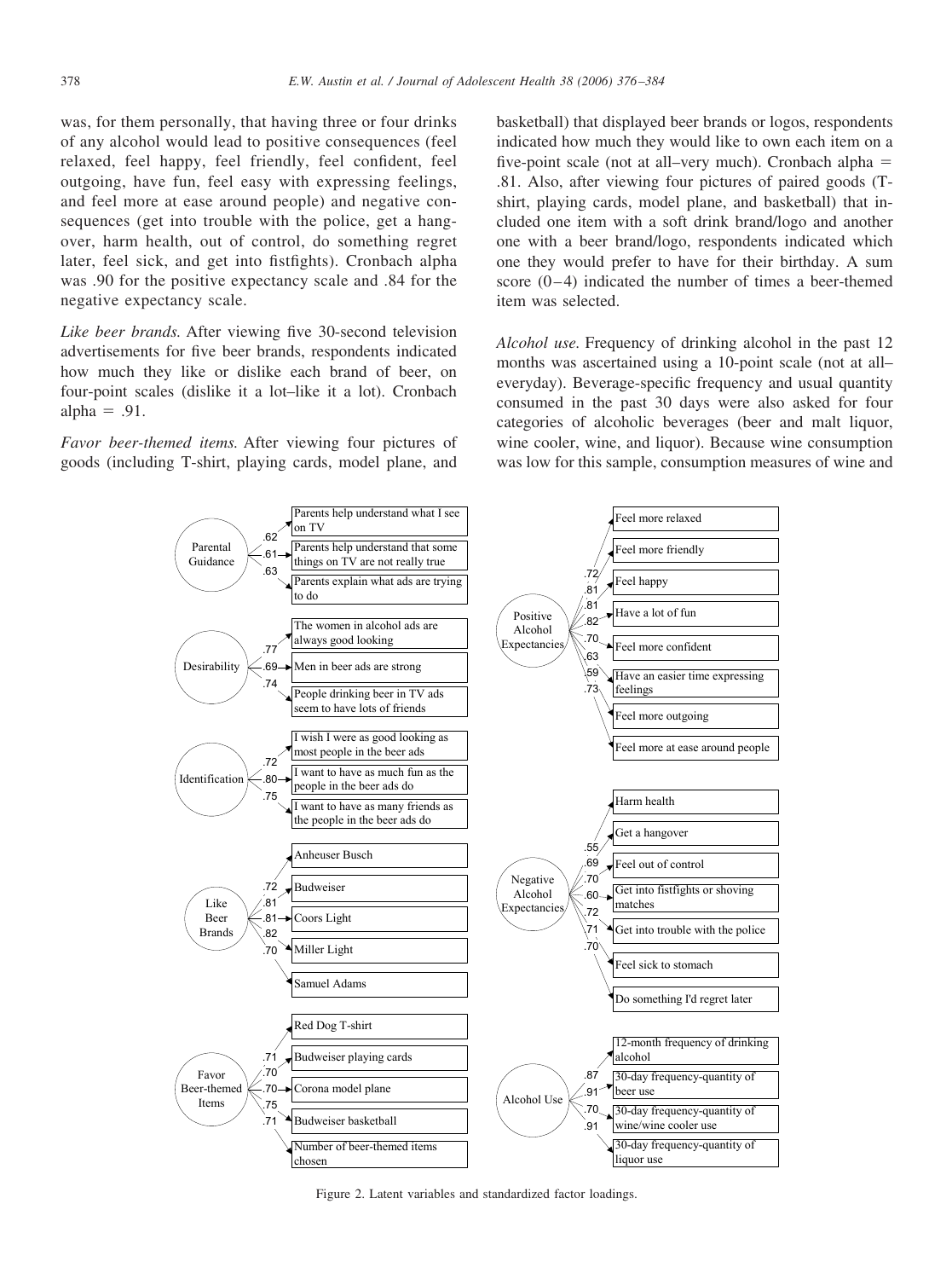was, for them personally, that having three or four drinks of any alcohol would lead to positive consequences (feel relaxed, feel happy, feel friendly, feel confident, feel outgoing, have fun, feel easy with expressing feelings, and feel more at ease around people) and negative consequences (get into trouble with the police, get a hangover, harm health, out of control, do something regret later, feel sick, and get into fistfights). Cronbach alpha was .90 for the positive expectancy scale and .84 for the negative expectancy scale.

*Like beer brands.* After viewing five 30-second television advertisements for five beer brands, respondents indicated how much they like or dislike each brand of beer, on four-point scales (dislike it a lot–like it a lot). Cronbach alpha = .91.

*Favor beer-themed items.* After viewing four pictures of goods (including T-shirt, playing cards, model plane, and basketball) that displayed beer brands or logos, respondents indicated how much they would like to own each item on a five-point scale (not at all–very much). Cronbach alpha = .81. Also, after viewing four pictures of paired goods (T-shirt, playing cards, model plane, and basketball) that included one item with a soft drink brand/logo and another one with a beer brand/logo, respondents indicated which one they would prefer to have for their birthday. A sum score (0–4) indicated the number of times a beer-themed item was selected.

*Alcohol use.* Frequency of drinking alcohol in the past 12 months was ascertained using a 10-point scale (not at all–everyday). Beverage-specific frequency and usual quantity consumed in the past 30 days were also asked for four categories of alcoholic beverages (beer and malt liquor, wine cooler, wine, and liquor). Because wine consumption was low for this sample, consumption measures of wine and

| Latent variable | Indicator | Standardized loading |
|---|---|---|
| Parental Guidance | Parents help understand what I see on TV | .62 |
| | Parents help understand that some things on TV are not really true | .61 |
| | Parents explain what ads are trying to do | .63 |
| Desirability | The women in alcohol ads are always good looking | .77 |
| | Men in beer ads are strong | .69 |
| | People drinking beer in TV ads seem to have lots of friends | .74 |
| Identification | I wish I were as good looking as most people in the beer ads | .72 |
| | I want to have as much fun as the people in the beer ads do | .80 |
| | I want to have as many friends as the people in the beer ads do | .75 |
| Like Beer Brands | Anheuser Busch | .72 |
| | Budweiser | .81 |
| | Coors Light | .81 |
| | Miller Light | .82 |
| | Samuel Adams | .70 |
| Favor Beer-themed Items | Red Dog T-shirt | .71 |
| | Budweiser playing cards | .70 |
| | Corona model plane | .70 |
| | Budweiser basketball | .75 |
| | Number of beer-themed items chosen | .71 |
| Positive Alcohol Expectancies | Feel more relaxed | .72 |
| | Feel more friendly | .81 |
| | Feel happy | .81 |
| | Have a lot of fun | .82 |
| | Feel more confident | .70 |
| | Have an easier time expressing feelings | .63 |
| | Feel more outgoing | .59 |
| | Feel more at ease around people | .73 |
| Negative Alcohol Expectancies | Harm health | .55 |
| | Get a hangover | .69 |
| | Feel out of control | .70 |
| | Get into fistfights or shoving matches | .60 |
| | Get into trouble with the police | .72 |
| | Feel sick to stomach | .71 |
| | Do something I'd regret later | .70 |
| Alcohol Use | 12-month frequency of drinking alcohol | .87 |
| | 30-day frequency-quantity of beer use | .91 |
| | 30-day frequency-quantity of wine/wine cooler use | .70 |
| | 30-day frequency-quantity of liquor use | .91 |

Figure 2. Latent variables and standardized factor loadings.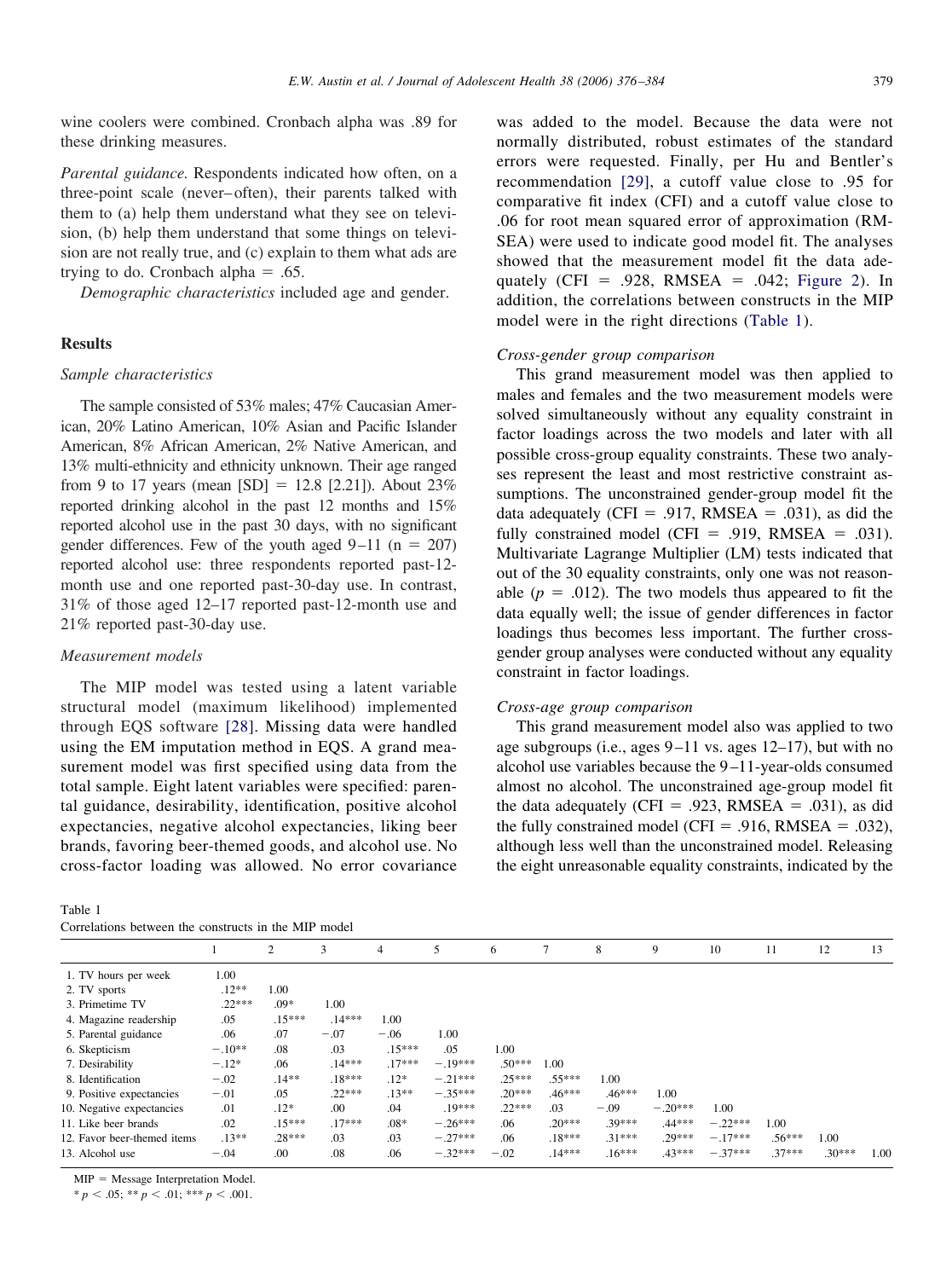wine coolers were combined. Cronbach alpha was .89 for these drinking measures.

*Parental guidance.* Respondents indicated how often, on a three-point scale (never–often), their parents talked with them to (a) help them understand what they see on television, (b) help them understand that some things on television are not really true, and (c) explain to them what ads are trying to do. Cronbach alpha = .65.

*Demographic characteristics* included age and gender.

## Results

### Sample characteristics

The sample consisted of 53% males; 47% Caucasian American, 20% Latino American, 10% Asian and Pacific Islander American, 8% African American, 2% Native American, and 13% multi-ethnicity and ethnicity unknown. Their age ranged from 9 to 17 years (mean [SD] = 12.8 [2.21]). About 23% reported drinking alcohol in the past 12 months and 15% reported alcohol use in the past 30 days, with no significant gender differences. Few of the youth aged 9–11 ($n = 207$) reported alcohol use: three respondents reported past-12-month use and one reported past-30-day use. In contrast, 31% of those aged 12–17 reported past-12-month use and 21% reported past-30-day use.

### Measurement models

The MIP model was tested using a latent variable structural model (maximum likelihood) implemented through EQS software [28]. Missing data were handled using the EM imputation method in EQS. A grand measurement model was first specified using data from the total sample. Eight latent variables were specified: parental guidance, desirability, identification, positive alcohol expectancies, negative alcohol expectancies, liking beer brands, favoring beer-themed goods, and alcohol use. No cross-factor loading was allowed. No error covariance was added to the model. Because the data were not normally distributed, robust estimates of the standard errors were requested. Finally, per Hu and Bentler's recommendation [29], a cutoff value close to .95 for comparative fit index (CFI) and a cutoff value close to .06 for root mean squared error of approximation (RMSEA) were used to indicate good model fit. The analyses showed that the measurement model fit the data adequately (CFI = .928, RMSEA = .042; Figure 2). In addition, the correlations between constructs in the MIP model were in the right directions (Table 1).

### Cross-gender group comparison

This grand measurement model was then applied to males and females and the two measurement models were solved simultaneously without any equality constraint in factor loadings across the two models and later with all possible cross-group equality constraints. These two analyses represent the least and most restrictive constraint assumptions. The unconstrained gender-group model fit the data adequately (CFI = .917, RMSEA = .031), as did the fully constrained model (CFI = .919, RMSEA = .031). Multivariate Lagrange Multiplier (LM) tests indicated that out of the 30 equality constraints, only one was not reasonable ($p = .012$). The two models thus appeared to fit the data equally well; the issue of gender differences in factor loadings thus becomes less important. The further cross-gender group analyses were conducted without any equality constraint in factor loadings.

### Cross-age group comparison

This grand measurement model also was applied to two age subgroups (i.e., ages 9–11 vs. ages 12–17), but with no alcohol use variables because the 9–11-year-olds consumed almost no alcohol. The unconstrained age-group model fit the data adequately (CFI = .923, RMSEA = .031), as did the fully constrained model (CFI = .916, RMSEA = .032), although less well than the unconstrained model. Releasing the eight unreasonable equality constraints, indicated by the

Table 1
Correlations between the constructs in the MIP model

| | 1 | 2 | 3 | 4 | 5 | 6 | 7 | 8 | 9 | 10 | 11 | 12 | 13 |
|---|---|---|---|---|---|---|---|---|---|---|---|---|---|
| 1. TV hours per week | 1.00 | | | | | | | | | | | | |
| 2. TV sports | .12** | 1.00 | | | | | | | | | | | |
| 3. Primetime TV | .22*** | .09* | 1.00 | | | | | | | | | | |
| 4. Magazine readership | .05 | .15*** | .14*** | 1.00 | | | | | | | | | |
| 5. Parental guidance | .06 | .07 | −.07 | −.06 | 1.00 | | | | | | | | |
| 6. Skepticism | −.10** | .08 | .03 | .15*** | .05 | 1.00 | | | | | | | |
| 7. Desirability | −.12* | .06 | .14*** | .17*** | −.19*** | .50*** | 1.00 | | | | | | |
| 8. Identification | −.02 | .14** | .18*** | .12* | −.21*** | .25*** | .55*** | 1.00 | | | | | |
| 9. Positive expectancies | −.01 | .05 | .22*** | .13** | −.35*** | .20*** | .46*** | .46*** | 1.00 | | | | |
| 10. Negative expectancies | .01 | .12* | .00 | .04 | .19*** | .22*** | .03 | −.09 | −.20*** | 1.00 | | | |
| 11. Like beer brands | .02 | .15*** | .17*** | .08* | −.26*** | .06 | .20*** | .39*** | .44*** | −.22*** | 1.00 | | |
| 12. Favor beer-themed items | .13** | .28*** | .03 | .03 | −.27*** | .06 | .18*** | .31*** | .29*** | −.17*** | .56*** | 1.00 | |
| 13. Alcohol use | −.04 | .00 | .08 | .06 | −.32*** | −.02 | .14*** | .16*** | .43*** | −.37*** | .37*** | .30*** | 1.00 |

MIP = Message Interpretation Model.
* $p < .05$; ** $p < .01$; *** $p < .001$.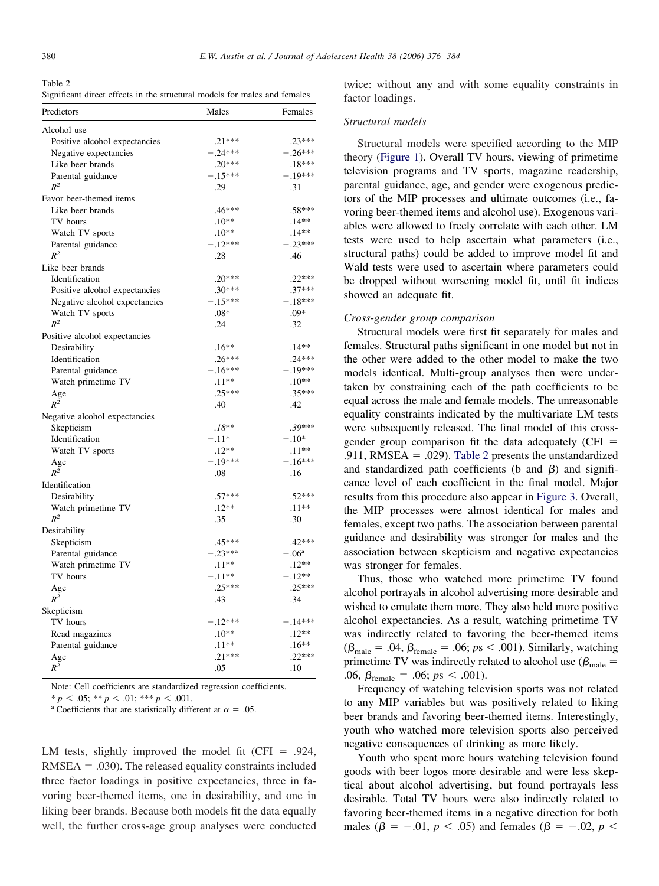Table 2
Significant direct effects in the structural models for males and females

| Predictors | Males | Females |
|---|---|---|
| Alcohol use | | |
| Positive alcohol expectancies | .21*** | .23*** |
| Negative expectancies | −.24*** | −.26*** |
| Like beer brands | .20*** | .18*** |
| Parental guidance | −.15*** | −.19*** |
| $R^2$ | .29 | .31 |
| Favor beer-themed items | | |
| Like beer brands | .46*** | .58*** |
| TV hours | .10** | .14** |
| Watch TV sports | .10** | .14** |
| Parental guidance | −.12*** | −.23*** |
| $R^2$ | .28 | .46 |
| Like beer brands | | |
| Identification | .20*** | .22*** |
| Positive alcohol expectancies | .30*** | .37*** |
| Negative alcohol expectancies | −.15*** | −.18*** |
| Watch TV sports | .08* | .09* |
| $R^2$ | .24 | .32 |
| Positive alcohol expectancies | | |
| Desirability | .16** | .14** |
| Identification | .26*** | .24*** |
| Parental guidance | −.16*** | −.19*** |
| Watch primetime TV | .11** | .10** |
| Age | .25*** | .35*** |
| $R^2$ | .40 | .42 |
| Negative alcohol expectancies | | |
| Skepticism | *.18*\*\* | .39*** |
| Identification | −.11* | −.10* |
| Watch TV sports | .12** | .11** |
| Age | −.19*** | −.16*** |
| $R^2$ | .08 | .16 |
| Identification | | |
| Desirability | .57*** | .52*** |
| Watch primetime TV | .12** | .11** |
| $R^2$ | .35 | .30 |
| Desirability | | |
| Skepticism | .45*** | .42*** |
| Parental guidance | −.23***[a] | −.06[a] |
| Watch primetime TV | .11** | .12** |
| TV hours | −.11** | −.12** |
| Age | .25*** | .25*** |
| $R^2$ | .43 | .34 |
| Skepticism | | |
| TV hours | −.12*** | −.14*** |
| Read magazines | .10** | .12** |
| Parental guidance | .11** | .16** |
| Age | .21*** | .22*** |
| $R^2$ | .05 | .10 |

Note: Cell coefficients are standardized regression coefficients.
* $p < .05$; ** $p < .01$; *** $p < .001$.
[a] Coefficients that are statistically different at $\alpha = .05$.

LM tests, slightly improved the model fit (CFI = .924, RMSEA = .030). The released equality constraints included three factor loadings in positive expectancies, three in favoring beer-themed items, one in desirability, and one in liking beer brands. Because both models fit the data equally well, the further cross-age group analyses were conducted twice: without any and with some equality constraints in factor loadings.

### Structural models

Structural models were specified according to the MIP theory (Figure 1). Overall TV hours, viewing of primetime television programs and TV sports, magazine readership, parental guidance, age, and gender were exogenous predictors of the MIP processes and ultimate outcomes (i.e., favoring beer-themed items and alcohol use). Exogenous variables were allowed to freely correlate with each other. LM tests were used to help ascertain what parameters (i.e., structural paths) could be added to improve model fit and Wald tests were used to ascertain where parameters could be dropped without worsening model fit, until fit indices showed an adequate fit.

### Cross-gender group comparison

Structural models were first fit separately for males and females. Structural paths significant in one model but not in the other were added to the other model to make the two models identical. Multi-group analyses then were undertaken by constraining each of the path coefficients to be equal across the male and female models. The unreasonable equality constraints indicated by the multivariate LM tests were subsequently released. The final model of this cross-gender group comparison fit the data adequately (CFI = .911, RMSEA = .029). Table 2 presents the unstandardized and standardized path coefficients (b and $\beta$) and significance level of each coefficient in the final model. Major results from this procedure also appear in Figure 3. Overall, the MIP processes were almost identical for males and females, except two paths. The association between parental guidance and desirability was stronger for males and the association between skepticism and negative expectancies was stronger for females.

Thus, those who watched more primetime TV found alcohol portrayals in alcohol advertising more desirable and wished to emulate them more. They also held more positive alcohol expectancies. As a result, watching primetime TV was indirectly related to favoring the beer-themed items ($\beta_{male} = .04$, $\beta_{female} = .06$; $ps < .001$). Similarly, watching primetime TV was indirectly related to alcohol use ($\beta_{male} = .06$, $\beta_{female} = .06$; $ps < .001$).

Frequency of watching television sports was not related to any MIP variables but was positively related to liking beer brands and favoring beer-themed items. Interestingly, youth who watched more television sports also perceived negative consequences of drinking as more likely.

Youth who spent more hours watching television found goods with beer logos more desirable and were less skeptical about alcohol advertising, but found portrayals less desirable. Total TV hours were also indirectly related to favoring beer-themed items in a negative direction for both males ($\beta = -.01$, $p < .05$) and females ($\beta = -.02$, $p <$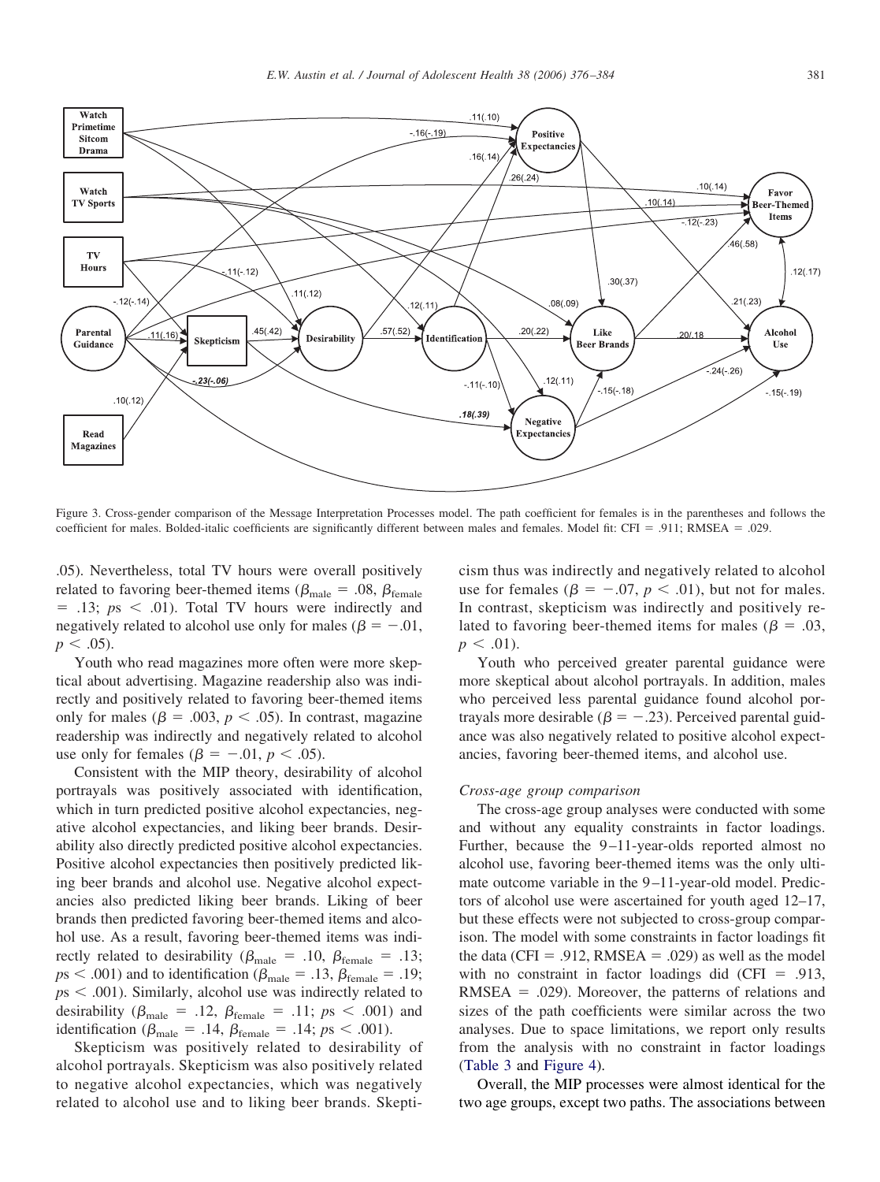Figure 3. Cross-gender comparison of the Message Interpretation Processes model. The path coefficient for females is in the parentheses and follows the coefficient for males. Bolded-italic coefficients are significantly different between males and females. Model fit: CFI = .911; RMSEA = .029.

.05). Nevertheless, total TV hours were overall positively related to favoring beer-themed items ($\beta_{male}$ = .08, $\beta_{female}$ = .13; $ps < .01$). Total TV hours were indirectly and negatively related to alcohol use only for males ($\beta = -.01$, $p < .05$).

Youth who read magazines more often were more skeptical about advertising. Magazine readership also was indirectly and positively related to favoring beer-themed items only for males ($\beta = .003$, $p < .05$). In contrast, magazine readership was indirectly and negatively related to alcohol use only for females ($\beta = -.01$, $p < .05$).

Consistent with the MIP theory, desirability of alcohol portrayals was positively associated with identification, which in turn predicted positive alcohol expectancies, negative alcohol expectancies, and liking beer brands. Desirability also directly predicted positive alcohol expectancies. Positive alcohol expectancies then positively predicted liking beer brands and alcohol use. Negative alcohol expectancies also predicted liking beer brands. Liking of beer brands then predicted favoring beer-themed items and alcohol use. As a result, favoring beer-themed items was indirectly related to desirability ($\beta_{male}$ = .10, $\beta_{female}$ = .13; $ps < .001$) and to identification ($\beta_{male}$ = .13, $\beta_{female}$ = .19; $ps < .001$). Similarly, alcohol use was indirectly related to desirability ($\beta_{male}$ = .12, $\beta_{female}$ = .11; $ps < .001$) and identification ($\beta_{male}$ = .14, $\beta_{female}$ = .14; $ps < .001$).

Skepticism was positively related to desirability of alcohol portrayals. Skepticism was also positively related to negative alcohol expectancies, which was negatively related to alcohol use and to liking beer brands. Skepticism thus was indirectly and negatively related to alcohol use for females ($\beta = -.07$, $p < .01$), but not for males. In contrast, skepticism was indirectly and positively related to favoring beer-themed items for males ($\beta = .03$, $p < .01$).

Youth who perceived greater parental guidance were more skeptical about alcohol portrayals. In addition, males who perceived less parental guidance found alcohol portrayals more desirable ($\beta = -.23$). Perceived parental guidance was also negatively related to positive alcohol expectancies, favoring beer-themed items, and alcohol use.

*Cross-age group comparison*

The cross-age group analyses were conducted with some and without any equality constraints in factor loadings. Further, because the 9–11-year-olds reported almost no alcohol use, favoring beer-themed items was the only ultimate outcome variable in the 9–11-year-old model. Predictors of alcohol use were ascertained for youth aged 12–17, but these effects were not subjected to cross-group comparison. The model with some constraints in factor loadings fit the data (CFI = .912, RMSEA = .029) as well as the model with no constraint in factor loadings did (CFI = .913, RMSEA = .029). Moreover, the patterns of relations and sizes of the path coefficients were similar across the two analyses. Due to space limitations, we report only results from the analysis with no constraint in factor loadings (Table 3 and Figure 4).

Overall, the MIP processes were almost identical for the two age groups, except two paths. The associations between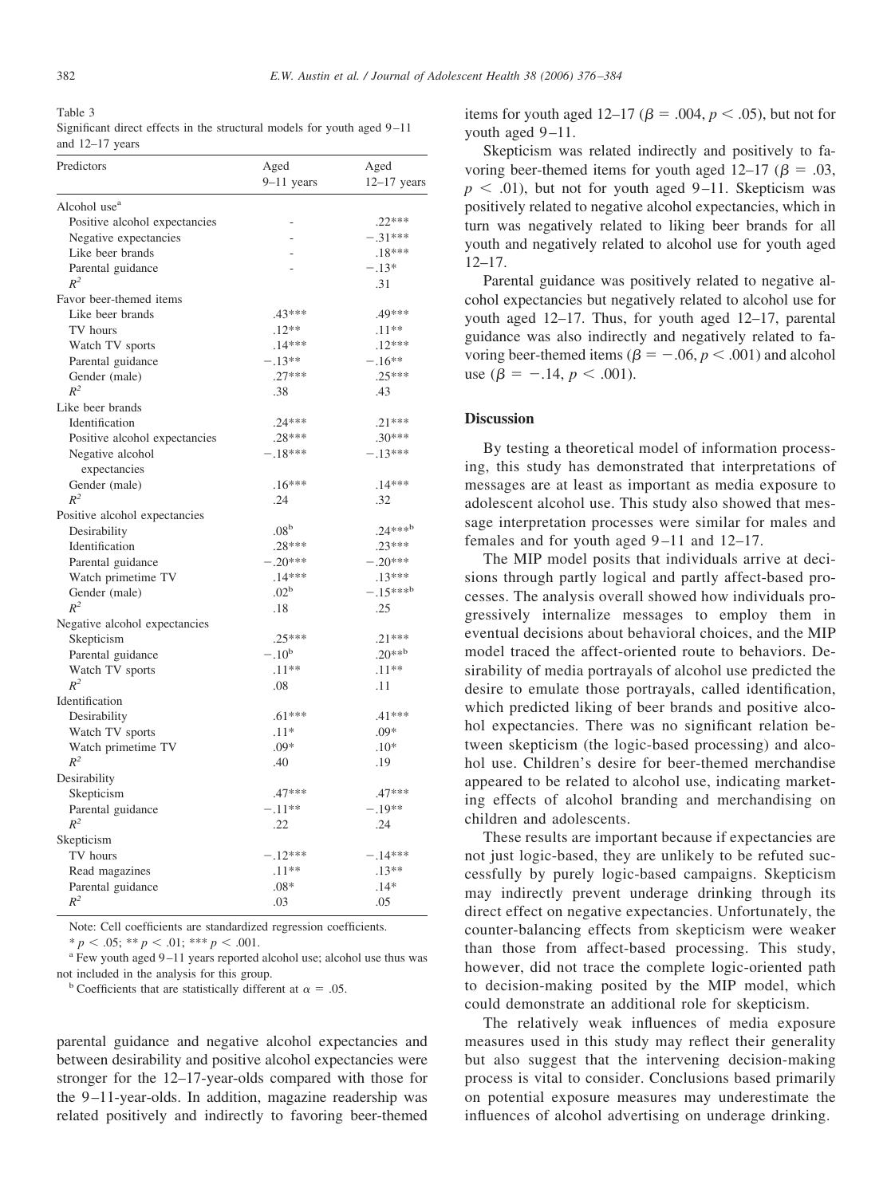Table 3
Significant direct effects in the structural models for youth aged 9–11 and 12–17 years

| Predictors | Aged 9–11 years | Aged 12–17 years |
|---|---|---|
| Alcohol use[a] | | |
| Positive alcohol expectancies | - | .22*** |
| Negative expectancies | - | −.31*** |
| Like beer brands | - | .18*** |
| Parental guidance | - | −.13* |
| $R^2$ | | .31 |
| Favor beer-themed items | | |
| Like beer brands | .43*** | .49*** |
| TV hours | .12** | .11** |
| Watch TV sports | .14*** | .12*** |
| Parental guidance | −.13** | −.16** |
| Gender (male) | .27*** | .25*** |
| $R^2$ | .38 | .43 |
| Like beer brands | | |
| Identification | .24*** | .21*** |
| Positive alcohol expectancies | .28*** | .30*** |
| Negative alcohol expectancies | −.18*** | −.13*** |
| Gender (male) | .16*** | .14*** |
| $R^2$ | .24 | .32 |
| Positive alcohol expectancies | | |
| Desirability | .08[b] | .24***[b] |
| Identification | .28*** | .23*** |
| Parental guidance | −.20*** | −.20*** |
| Watch primetime TV | .14*** | .13*** |
| Gender (male) | .02[b] | −.15***[b] |
| $R^2$ | .18 | .25 |
| Negative alcohol expectancies | | |
| Skepticism | .25*** | .21*** |
| Parental guidance | −.10[b] | .20**[b] |
| Watch TV sports | .11** | .11** |
| $R^2$ | .08 | .11 |
| Identification | | |
| Desirability | .61*** | .41*** |
| Watch TV sports | .11* | .09* |
| Watch primetime TV | .09* | .10* |
| $R^2$ | .40 | .19 |
| Desirability | | |
| Skepticism | .47*** | .47*** |
| Parental guidance | −.11** | −.19** |
| $R^2$ | .22 | .24 |
| Skepticism | | |
| TV hours | −.12*** | −.14*** |
| Read magazines | .11** | .13** |
| Parental guidance | .08* | .14* |
| $R^2$ | .03 | .05 |

Note: Cell coefficients are standardized regression coefficients.

* $p < .05$; ** $p < .01$; *** $p < .001$.

[a] Few youth aged 9–11 years reported alcohol use; alcohol use thus was not included in the analysis for this group.

[b] Coefficients that are statistically different at $\alpha = .05$.

parental guidance and negative alcohol expectancies and between desirability and positive alcohol expectancies were stronger for the 12–17-year-olds compared with those for the 9–11-year-olds. In addition, magazine readership was related positively and indirectly to favoring beer-themed items for youth aged 12–17 ($\beta = .004$, $p < .05$), but not for youth aged 9–11.

Skepticism was related indirectly and positively to favoring beer-themed items for youth aged 12–17 ($\beta = .03$, $p < .01$), but not for youth aged 9–11. Skepticism was positively related to negative alcohol expectancies, which in turn was negatively related to liking beer brands for all youth and negatively related to alcohol use for youth aged 12–17.

Parental guidance was positively related to negative alcohol expectancies but negatively related to alcohol use for youth aged 12–17. Thus, for youth aged 12–17, parental guidance was also indirectly and negatively related to favoring beer-themed items ($\beta = -.06$, $p < .001$) and alcohol use ($\beta = -.14$, $p < .001$).

## Discussion

By testing a theoretical model of information processing, this study has demonstrated that interpretations of messages are at least as important as media exposure to adolescent alcohol use. This study also showed that message interpretation processes were similar for males and females and for youth aged 9–11 and 12–17.

The MIP model posits that individuals arrive at decisions through partly logical and partly affect-based processes. The analysis overall showed how individuals progressively internalize messages to employ them in eventual decisions about behavioral choices, and the MIP model traced the affect-oriented route to behaviors. Desirability of media portrayals of alcohol use predicted the desire to emulate those portrayals, called identification, which predicted liking of beer brands and positive alcohol expectancies. There was no significant relation between skepticism (the logic-based processing) and alcohol use. Children's desire for beer-themed merchandise appeared to be related to alcohol use, indicating marketing effects of alcohol branding and merchandising on children and adolescents.

These results are important because if expectancies are not just logic-based, they are unlikely to be refuted successfully by purely logic-based campaigns. Skepticism may indirectly prevent underage drinking through its direct effect on negative expectancies. Unfortunately, the counter-balancing effects from skepticism were weaker than those from affect-based processing. This study, however, did not trace the complete logic-oriented path to decision-making posited by the MIP model, which could demonstrate an additional role for skepticism.

The relatively weak influences of media exposure measures used in this study may reflect their generality but also suggest that the intervening decision-making process is vital to consider. Conclusions based primarily on potential exposure measures may underestimate the influences of alcohol advertising on underage drinking.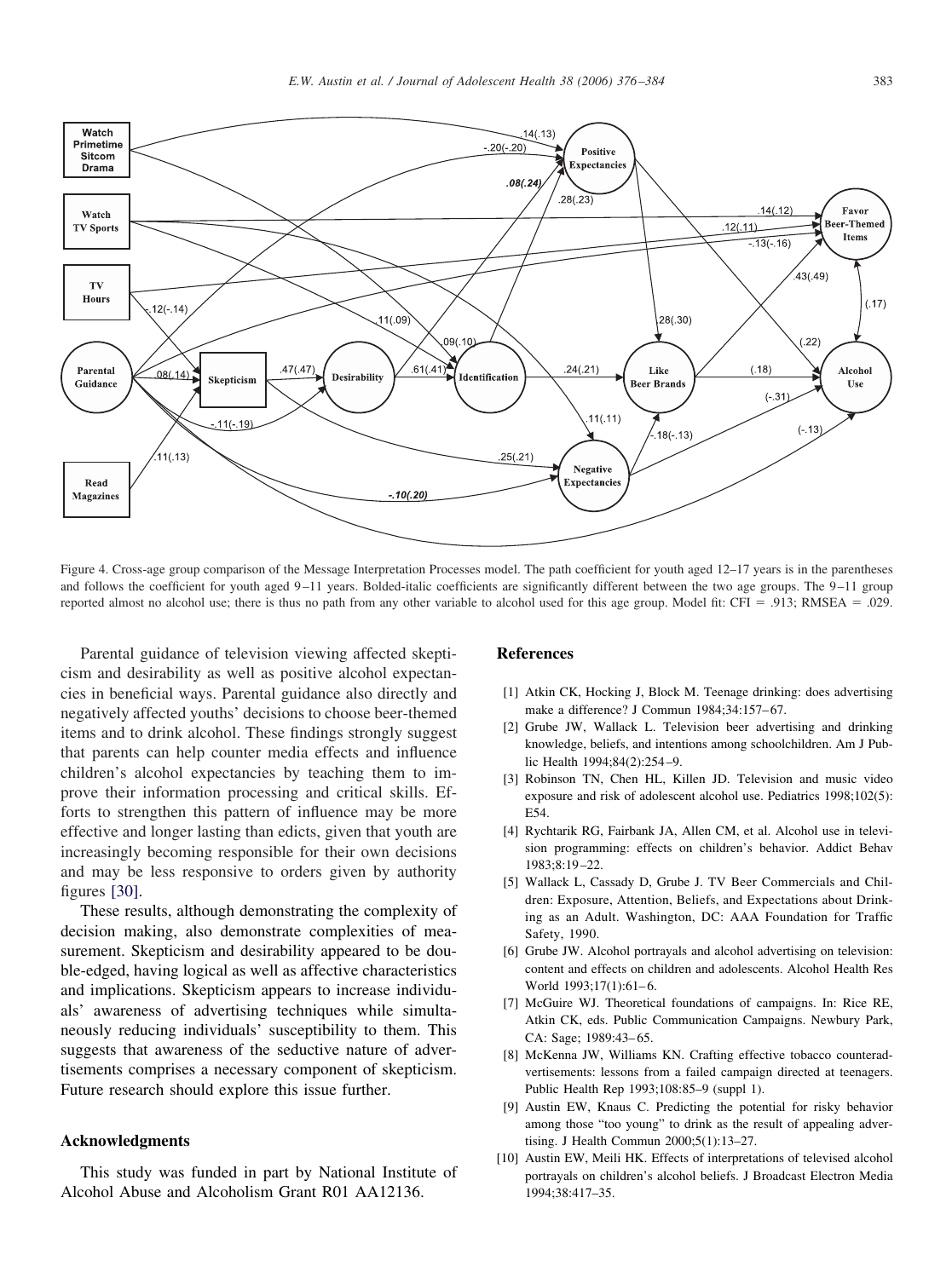Figure 4. Cross-age group comparison of the Message Interpretation Processes model. The path coefficient for youth aged 12–17 years is in the parentheses and follows the coefficient for youth aged 9–11 years. Bolded-italic coefficients are significantly different between the two age groups. The 9–11 group reported almost no alcohol use; there is thus no path from any other variable to alcohol used for this age group. Model fit: CFI = .913; RMSEA = .029.

Parental guidance of television viewing affected skepticism and desirability as well as positive alcohol expectancies in beneficial ways. Parental guidance also directly and negatively affected youths' decisions to choose beer-themed items and to drink alcohol. These findings strongly suggest that parents can help counter media effects and influence children's alcohol expectancies by teaching them to improve their information processing and critical skills. Efforts to strengthen this pattern of influence may be more effective and longer lasting than edicts, given that youth are increasingly becoming responsible for their own decisions and may be less responsive to orders given by authority figures [30].

These results, although demonstrating the complexity of decision making, also demonstrate complexities of measurement. Skepticism and desirability appeared to be double-edged, having logical as well as affective characteristics and implications. Skepticism appears to increase individuals' awareness of advertising techniques while simultaneously reducing individuals' susceptibility to them. This suggests that awareness of the seductive nature of advertisements comprises a necessary component of skepticism. Future research should explore this issue further.

## Acknowledgments

This study was funded in part by National Institute of Alcohol Abuse and Alcoholism Grant R01 AA12136.

## References

[1] Atkin CK, Hocking J, Block M. Teenage drinking: does advertising make a difference? J Commun 1984;34:157–67.

[2] Grube JW, Wallack L. Television beer advertising and drinking knowledge, beliefs, and intentions among schoolchildren. Am J Public Health 1994;84(2):254–9.

[3] Robinson TN, Chen HL, Killen JD. Television and music video exposure and risk of adolescent alcohol use. Pediatrics 1998;102(5): E54.

[4] Rychtarik RG, Fairbank JA, Allen CM, et al. Alcohol use in television programming: effects on children's behavior. Addict Behav 1983;8:19–22.

[5] Wallack L, Cassady D, Grube J. TV Beer Commercials and Children: Exposure, Attention, Beliefs, and Expectations about Drinking as an Adult. Washington, DC: AAA Foundation for Traffic Safety, 1990.

[6] Grube JW. Alcohol portrayals and alcohol advertising on television: content and effects on children and adolescents. Alcohol Health Res World 1993;17(1):61–6.

[7] McGuire WJ. Theoretical foundations of campaigns. In: Rice RE, Atkin CK, eds. Public Communication Campaigns. Newbury Park, CA: Sage; 1989:43–65.

[8] McKenna JW, Williams KN. Crafting effective tobacco counteradvertisements: lessons from a failed campaign directed at teenagers. Public Health Rep 1993;108:85–9 (suppl 1).

[9] Austin EW, Knaus C. Predicting the potential for risky behavior among those "too young" to drink as the result of appealing advertising. J Health Commun 2000;5(1):13–27.

[10] Austin EW, Meili HK. Effects of interpretations of televised alcohol portrayals on children's alcohol beliefs. J Broadcast Electron Media 1994;38:417–35.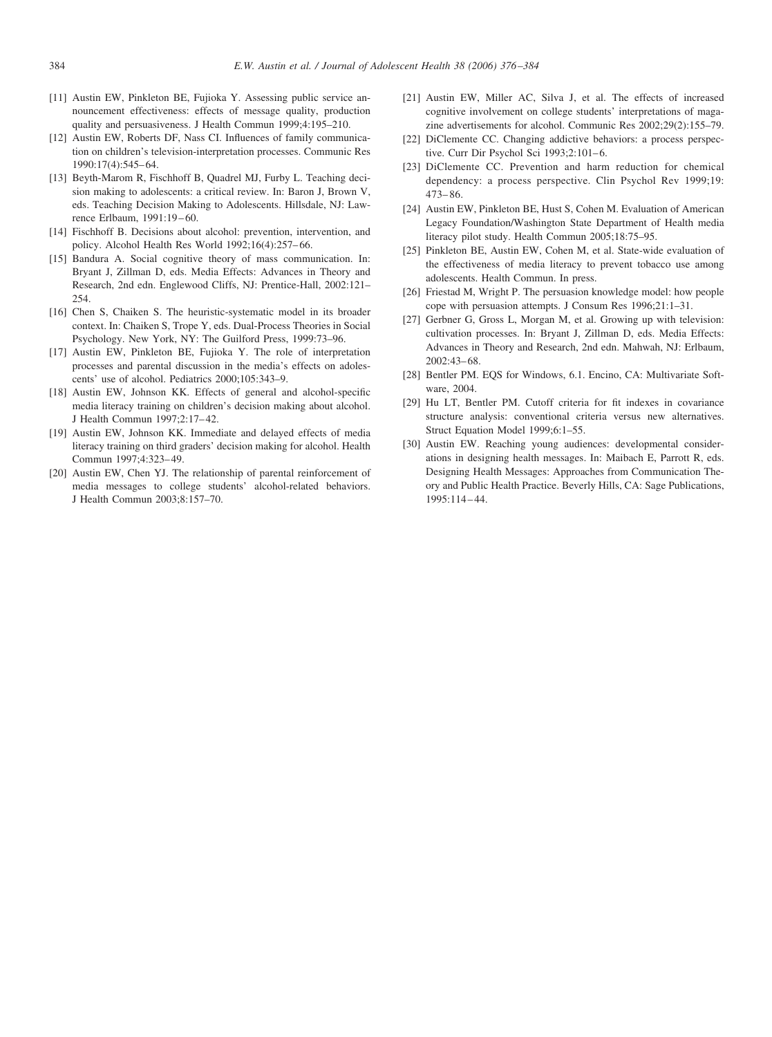[11] Austin EW, Pinkleton BE, Fujioka Y. Assessing public service announcement effectiveness: effects of message quality, production quality and persuasiveness. J Health Commun 1999;4:195–210.

[12] Austin EW, Roberts DF, Nass CI. Influences of family communication on children's television-interpretation processes. Communic Res 1990:17(4):545–64.

[13] Beyth-Marom R, Fischhoff B, Quadrel MJ, Furby L. Teaching decision making to adolescents: a critical review. In: Baron J, Brown V, eds. Teaching Decision Making to Adolescents. Hillsdale, NJ: Lawrence Erlbaum, 1991:19–60.

[14] Fischhoff B. Decisions about alcohol: prevention, intervention, and policy. Alcohol Health Res World 1992;16(4):257–66.

[15] Bandura A. Social cognitive theory of mass communication. In: Bryant J, Zillman D, eds. Media Effects: Advances in Theory and Research, 2nd edn. Englewood Cliffs, NJ: Prentice-Hall, 2002:121–254.

[16] Chen S, Chaiken S. The heuristic-systematic model in its broader context. In: Chaiken S, Trope Y, eds. Dual-Process Theories in Social Psychology. New York, NY: The Guilford Press, 1999:73–96.

[17] Austin EW, Pinkleton BE, Fujioka Y. The role of interpretation processes and parental discussion in the media's effects on adolescents' use of alcohol. Pediatrics 2000;105:343–9.

[18] Austin EW, Johnson KK. Effects of general and alcohol-specific media literacy training on children's decision making about alcohol. J Health Commun 1997;2:17–42.

[19] Austin EW, Johnson KK. Immediate and delayed effects of media literacy training on third graders' decision making for alcohol. Health Commun 1997;4:323–49.

[20] Austin EW, Chen YJ. The relationship of parental reinforcement of media messages to college students' alcohol-related behaviors. J Health Commun 2003;8:157–70.

[21] Austin EW, Miller AC, Silva J, et al. The effects of increased cognitive involvement on college students' interpretations of magazine advertisements for alcohol. Communic Res 2002;29(2):155–79.

[22] DiClemente CC. Changing addictive behaviors: a process perspective. Curr Dir Psychol Sci 1993;2:101–6.

[23] DiClemente CC. Prevention and harm reduction for chemical dependency: a process perspective. Clin Psychol Rev 1999;19: 473–86.

[24] Austin EW, Pinkleton BE, Hust S, Cohen M. Evaluation of American Legacy Foundation/Washington State Department of Health media literacy pilot study. Health Commun 2005;18:75–95.

[25] Pinkleton BE, Austin EW, Cohen M, et al. State-wide evaluation of the effectiveness of media literacy to prevent tobacco use among adolescents. Health Commun. In press.

[26] Friestad M, Wright P. The persuasion knowledge model: how people cope with persuasion attempts. J Consum Res 1996;21:1–31.

[27] Gerbner G, Gross L, Morgan M, et al. Growing up with television: cultivation processes. In: Bryant J, Zillman D, eds. Media Effects: Advances in Theory and Research, 2nd edn. Mahwah, NJ: Erlbaum, 2002:43–68.

[28] Bentler PM. EQS for Windows, 6.1. Encino, CA: Multivariate Software, 2004.

[29] Hu LT, Bentler PM. Cutoff criteria for fit indexes in covariance structure analysis: conventional criteria versus new alternatives. Struct Equation Model 1999;6:1–55.

[30] Austin EW. Reaching young audiences: developmental considerations in designing health messages. In: Maibach E, Parrott R, eds. Designing Health Messages: Approaches from Communication Theory and Public Health Practice. Beverly Hills, CA: Sage Publications, 1995:114–44.